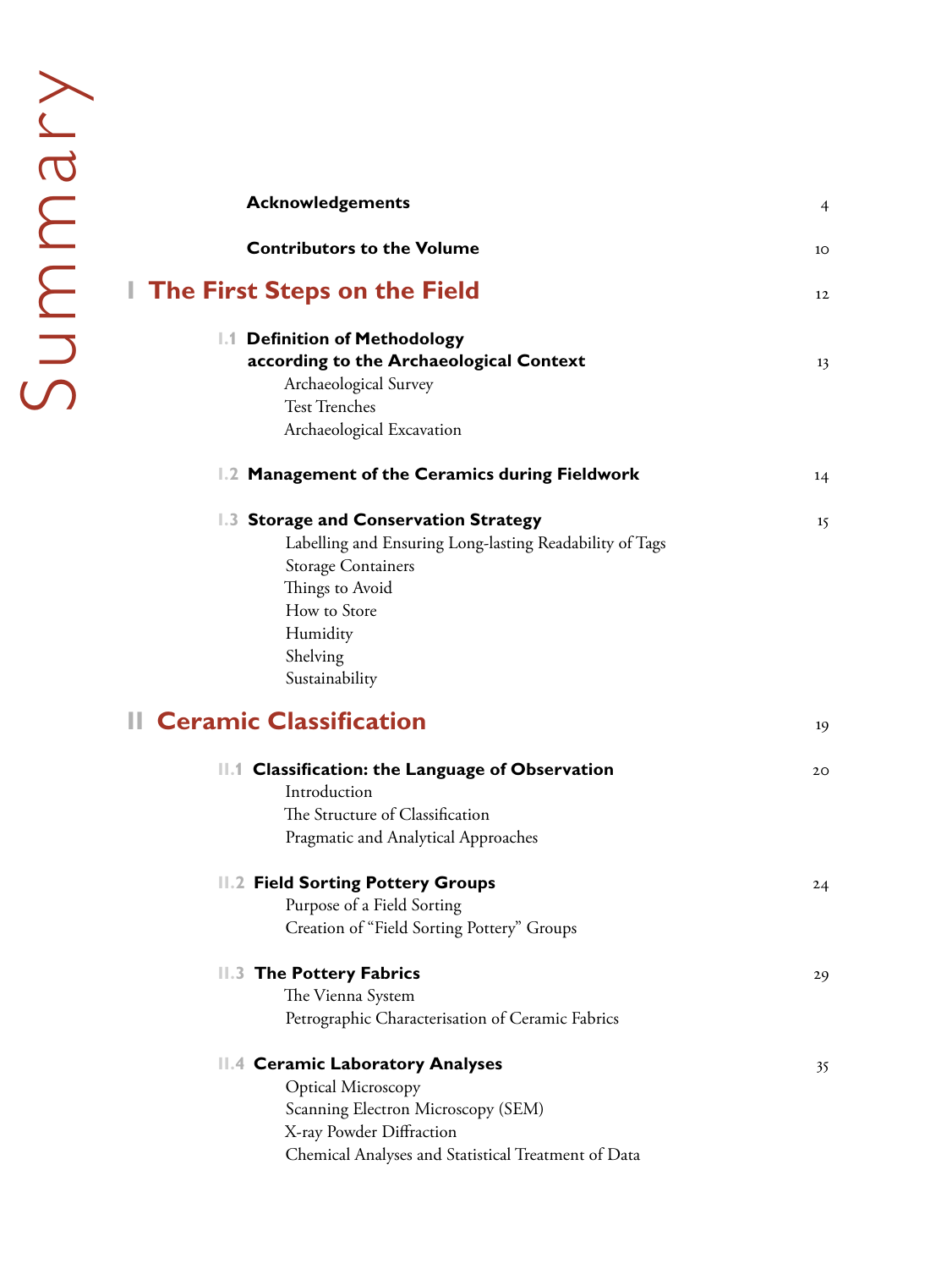# Summary

| | |
|---|---|
| **Acknowledgements** | 4 |
| **Contributors to the Volume** | 10 |
| **I The First Steps on the Field** | 12 |
| **I.1 Definition of Methodology according to the Archaeological Context** | 13 |
| Archaeological Survey | |
| Test Trenches | |
| Archaeological Excavation | |
| **I.2 Management of the Ceramics during Fieldwork** | 14 |
| **I.3 Storage and Conservation Strategy** | 15 |
| Labelling and Ensuring Long-lasting Readability of Tags | |
| Storage Containers | |
| Things to Avoid | |
| How to Store | |
| Humidity | |
| Shelving | |
| Sustainability | |
| **II Ceramic Classification** | 19 |
| **II.1 Classification: the Language of Observation** | 20 |
| Introduction | |
| The Structure of Classification | |
| Pragmatic and Analytical Approaches | |
| **II.2 Field Sorting Pottery Groups** | 24 |
| Purpose of a Field Sorting | |
| Creation of "Field Sorting Pottery" Groups | |
| **II.3 The Pottery Fabrics** | 29 |
| The Vienna System | |
| Petrographic Characterisation of Ceramic Fabrics | |
| **II.4 Ceramic Laboratory Analyses** | 35 |
| Optical Microscopy | |
| Scanning Electron Microscopy (SEM) | |
| X-ray Powder Diffraction | |
| Chemical Analyses and Statistical Treatment of Data | |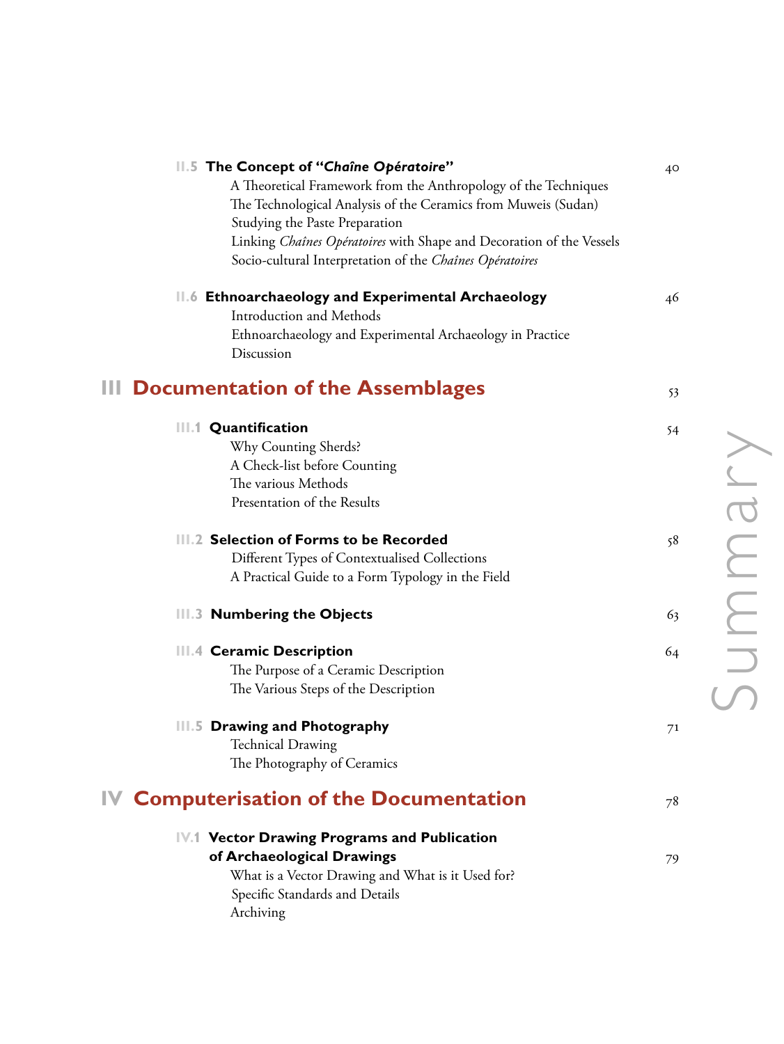**II.5 The Concept of "*Chaîne Opératoire*"** 40

A Theoretical Framework from the Anthropology of the Techniques
The Technological Analysis of the Ceramics from Muweis (Sudan)
Studying the Paste Preparation
Linking *Chaînes Opératoires* with Shape and Decoration of the Vessels
Socio-cultural Interpretation of the *Chaînes Opératoires*

**II.6 Ethnoarchaeology and Experimental Archaeology** 46

Introduction and Methods
Ethnoarchaeology and Experimental Archaeology in Practice
Discussion

## III Documentation of the Assemblages 53

**III.1 Quantification** 54

Why Counting Sherds?
A Check-list before Counting
The various Methods
Presentation of the Results

**III.2 Selection of Forms to be Recorded** 58

Different Types of Contextualised Collections
A Practical Guide to a Form Typology in the Field

**III.3 Numbering the Objects** 63

**III.4 Ceramic Description** 64

The Purpose of a Ceramic Description
The Various Steps of the Description

**III.5 Drawing and Photography** 71

Technical Drawing
The Photography of Ceramics

## IV Computerisation of the Documentation 78

**IV.1 Vector Drawing Programs and Publication of Archaeological Drawings** 79

What is a Vector Drawing and What is it Used for?
Specific Standards and Details
Archiving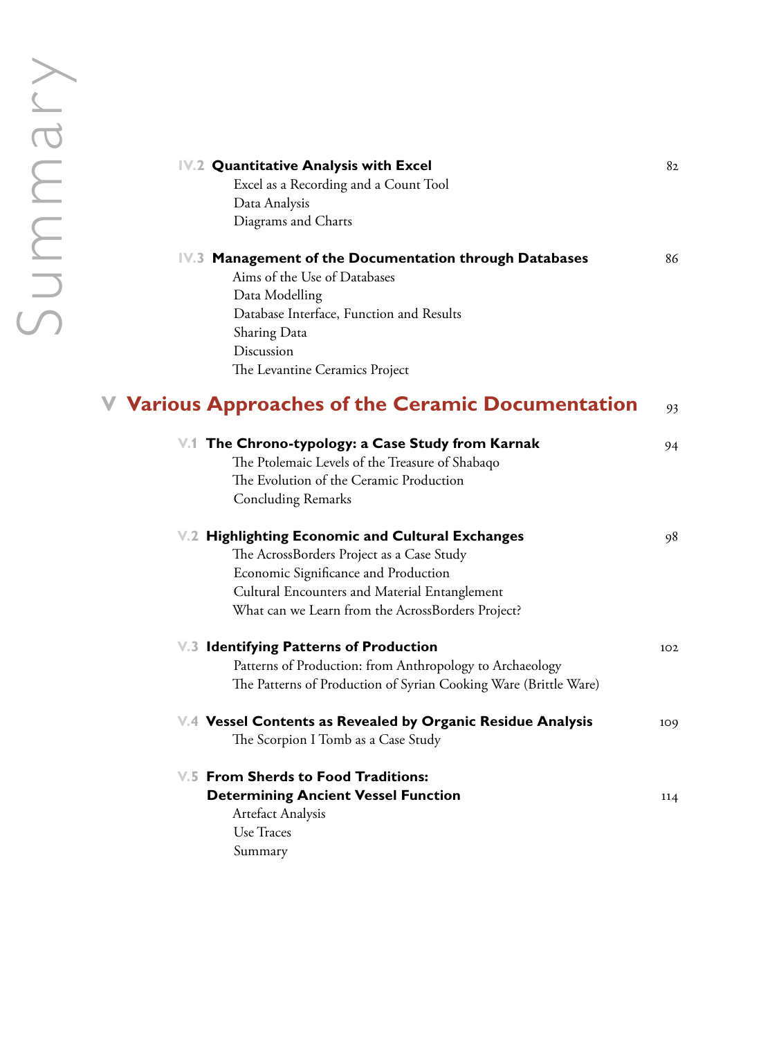**IV.2 Quantitative Analysis with Excel** 82

- Excel as a Recording and a Count Tool
- Data Analysis
- Diagrams and Charts

**IV.3 Management of the Documentation through Databases** 86

- Aims of the Use of Databases
- Data Modelling
- Database Interface, Function and Results
- Sharing Data
- Discussion
- The Levantine Ceramics Project

## V Various Approaches of the Ceramic Documentation 93

**V.1 The Chrono-typology: a Case Study from Karnak** 94

- The Ptolemaic Levels of the Treasure of Shabaqo
- The Evolution of the Ceramic Production
- Concluding Remarks

**V.2 Highlighting Economic and Cultural Exchanges** 98

- The AcrossBorders Project as a Case Study
- Economic Significance and Production
- Cultural Encounters and Material Entanglement
- What can we Learn from the AcrossBorders Project?

**V.3 Identifying Patterns of Production** 102

- Patterns of Production: from Anthropology to Archaeology
- The Patterns of Production of Syrian Cooking Ware (Brittle Ware)

**V.4 Vessel Contents as Revealed by Organic Residue Analysis** 109

- The Scorpion I Tomb as a Case Study

**V.5 From Sherds to Food Traditions: Determining Ancient Vessel Function** 114

- Artefact Analysis
- Use Traces
- Summary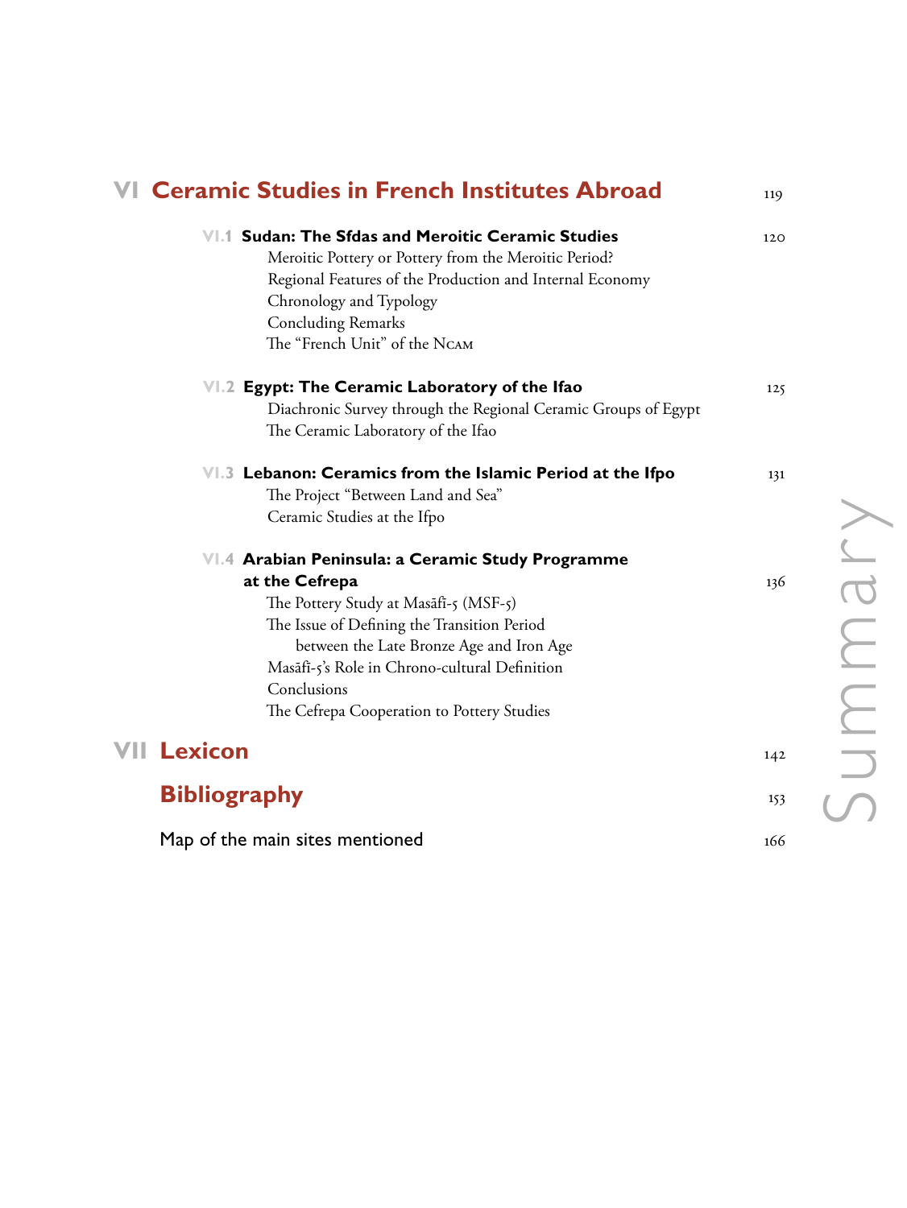# VI Ceramic Studies in French Institutes Abroad 119

## VI.1 Sudan: The Sfdas and Meroitic Ceramic Studies 120

Meroitic Pottery or Pottery from the Meroitic Period?
Regional Features of the Production and Internal Economy
Chronology and Typology
Concluding Remarks
The "French Unit" of the NCAM

## VI.2 Egypt: The Ceramic Laboratory of the Ifao 125

Diachronic Survey through the Regional Ceramic Groups of Egypt
The Ceramic Laboratory of the Ifao

## VI.3 Lebanon: Ceramics from the Islamic Period at the Ifpo 131

The Project "Between Land and Sea"
Ceramic Studies at the Ifpo

## VI.4 Arabian Peninsula: a Ceramic Study Programme at the Cefrepa 136

The Pottery Study at Masāfī-5 (MSF-5)
The Issue of Defining the Transition Period between the Late Bronze Age and Iron Age
Masāfī-5's Role in Chrono-cultural Definition
Conclusions
The Cefrepa Cooperation to Pottery Studies

# VII Lexicon 142

# Bibliography 153

Map of the main sites mentioned 166

Summary